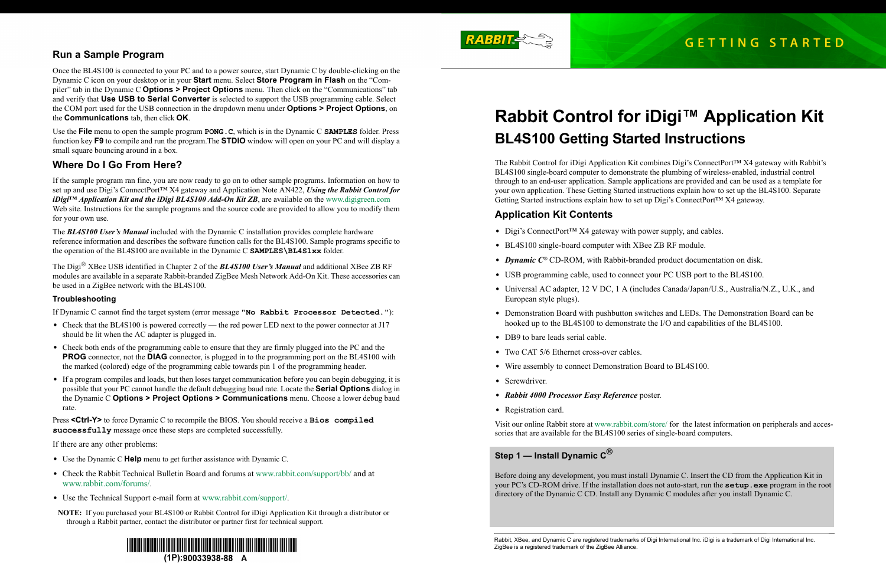# Rabbit Control for iDigi™ Application Kit

## BL4S100 Getting Started Instructions

The Rabbit Control for iDigi Application Kit combines Digi's ConnectPort™ X4 gateway with Rabbit's BL4S100 single-board computer to demonstrate the plumbing of wireless-enabled, industrial control through to an end-user application. Sample applications are provided and can be used as a template for your own application. These Getting Started instructions explain how to set up the BL4S100. Separate Getting Started instructions explain how to set up Digi's ConnectPort™ X4 gateway.

### Application Kit Contents

- Digi's ConnectPort™ X4 gateway with power supply, and cables.
- BL4S100 single-board computer with XBee ZB RF module.
- ***Dynamic C®*** CD-ROM, with Rabbit-branded product documentation on disk.
- USB programming cable, used to connect your PC USB port to the BL4S100.
- Universal AC adapter, 12 V DC, 1 A (includes Canada/Japan/U.S., Australia/N.Z., U.K., and European style plugs).
- Demonstration Board with pushbutton switches and LEDs. The Demonstration Board can be hooked up to the BL4S100 to demonstrate the I/O and capabilities of the BL4S100.
- DB9 to bare leads serial cable.
- Two CAT 5/6 Ethernet cross-over cables.
- Wire assembly to connect Demonstration Board to BL4S100.
- Screwdriver.
- ***Rabbit 4000 Processor Easy Reference*** poster.
- Registration card.

Visit our online Rabbit store at www.rabbit.com/store/ for the latest information on peripherals and accessories that are available for the BL4S100 series of single-board computers.

### Step 1 — Install Dynamic C®

Before doing any development, you must install Dynamic C. Insert the CD from the Application Kit in your PC's CD-ROM drive. If the installation does not auto-start, run the **`setup.exe`** program in the root directory of the Dynamic C CD. Install any Dynamic C modules after you install Dynamic C.

Rabbit, XBee, and Dynamic C are registered trademarks of Digi International Inc. iDigi is a trademark of Digi International Inc. ZigBee is a registered trademark of the ZigBee Alliance.

### Run a Sample Program

Once the BL4S100 is connected to your PC and to a power source, start Dynamic C by double-clicking on the Dynamic C icon on your desktop or in your **Start** menu. Select **Store Program in Flash** on the "Compiler" tab in the Dynamic C **Options > Project Options** menu. Then click on the "Communications" tab and verify that **Use USB to Serial Converter** is selected to support the USB programming cable. Select the COM port used for the USB connection in the dropdown menu under **Options > Project Options**, on the **Communications** tab, then click **OK**.

Use the **File** menu to open the sample program **`PONG.C`**, which is in the Dynamic C **`SAMPLES`** folder. Press function key **F9** to compile and run the program.The **STDIO** window will open on your PC and will display a small square bouncing around in a box.

### Where Do I Go From Here?

If the sample program ran fine, you are now ready to go on to other sample programs. Information on how to set up and use Digi's ConnectPort™ X4 gateway and Application Note AN422, ***Using the Rabbit Control for iDigi™ Application Kit and the iDigi BL4S100 Add-On Kit ZB***, are available on the www.digigreen.com Web site. Instructions for the sample programs and the source code are provided to allow you to modify them for your own use.

The ***BL4S100 User's Manual*** included with the Dynamic C installation provides complete hardware reference information and describes the software function calls for the BL4S100. Sample programs specific to the operation of the BL4S100 are available in the Dynamic C **`SAMPLES\BL4S1xx`** folder.

The Digi® XBee USB identified in Chapter 2 of the ***BL4S100 User's Manual*** and additional XBee ZB RF modules are available in a separate Rabbit-branded ZigBee Mesh Network Add-On Kit. These accessories can be used in a ZigBee network with the BL4S100.

#### Troubleshooting

If Dynamic C cannot find the target system (error message **`"No Rabbit Processor Detected."`**):

- Check that the BL4S100 is powered correctly — the red power LED next to the power connector at J17 should be lit when the AC adapter is plugged in.
- Check both ends of the programming cable to ensure that they are firmly plugged into the PC and the **PROG** connector, not the **DIAG** connector, is plugged in to the programming port on the BL4S100 with the marked (colored) edge of the programming cable towards pin 1 of the programming header.
- If a program compiles and loads, but then loses target communication before you can begin debugging, it is possible that your PC cannot handle the default debugging baud rate. Locate the **Serial Options** dialog in the Dynamic C **Options > Project Options > Communications** menu. Choose a lower debug baud rate.

Press **<Ctrl-Y>** to force Dynamic C to recompile the BIOS. You should receive a **`Bios compiled successfully`** message once these steps are completed successfully.

If there are any other problems:

- Use the Dynamic C **Help** menu to get further assistance with Dynamic C.
- Check the Rabbit Technical Bulletin Board and forums at www.rabbit.com/support/bb/ and at www.rabbit.com/forums/.
- Use the Technical Support e-mail form at www.rabbit.com/support/.

**NOTE:** If you purchased your BL4S100 or Rabbit Control for iDigi Application Kit through a distributor or through a Rabbit partner, contact the distributor or partner first for technical support.

(1P):90033938-88 A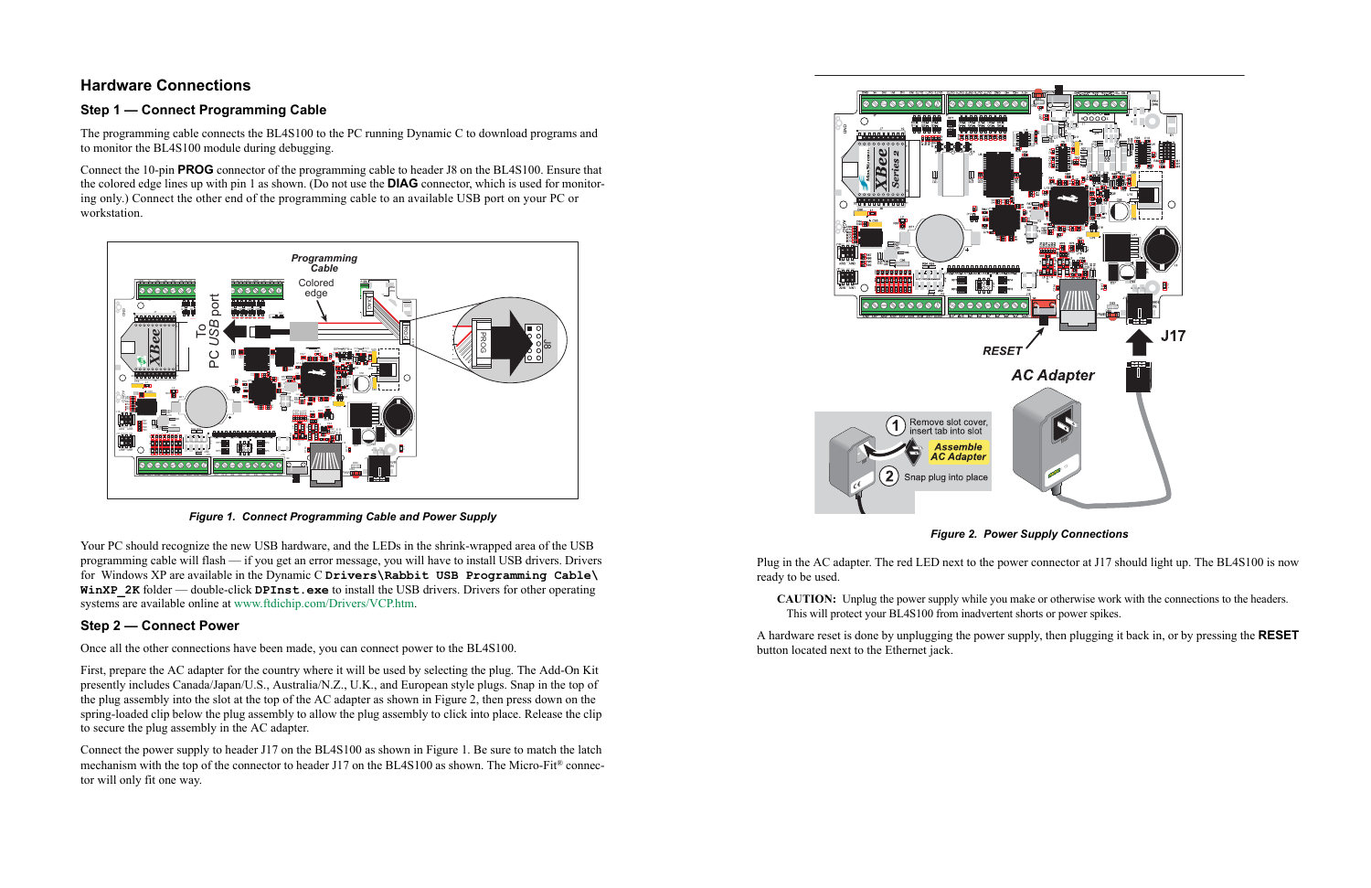## Hardware Connections

### Step 1 — Connect Programming Cable

The programming cable connects the BL4S100 to the PC running Dynamic C to download programs and to monitor the BL4S100 module during debugging.

Connect the 10-pin **PROG** connector of the programming cable to header J8 on the BL4S100. Ensure that the colored edge lines up with pin 1 as shown. (Do not use the **DIAG** connector, which is used for monitoring only.) Connect the other end of the programming cable to an available USB port on your PC or workstation.

*Figure 1. Connect Programming Cable and Power Supply*

Your PC should recognize the new USB hardware, and the LEDs in the shrink-wrapped area of the USB programming cable will flash — if you get an error message, you will have to install USB drivers. Drivers for Windows XP are available in the Dynamic C `Drivers\Rabbit USB Programming Cable\WinXP_2K` folder — double-click `DPInst.exe` to install the USB drivers. Drivers for other operating systems are available online at www.ftdichip.com/Drivers/VCP.htm.

### Step 2 — Connect Power

Once all the other connections have been made, you can connect power to the BL4S100.

First, prepare the AC adapter for the country where it will be used by selecting the plug. The Add-On Kit presently includes Canada/Japan/U.S., Australia/N.Z., U.K., and European style plugs. Snap in the top of the plug assembly into the slot at the top of the AC adapter as shown in Figure 2, then press down on the spring-loaded clip below the plug assembly to allow the plug assembly to click into place. Release the clip to secure the plug assembly in the AC adapter.

Connect the power supply to header J17 on the BL4S100 as shown in Figure 1. Be sure to match the latch mechanism with the top of the connector to header J17 on the BL4S100 as shown. The Micro-Fit® connector will only fit one way.

*Figure 2. Power Supply Connections*

Plug in the AC adapter. The red LED next to the power connector at J17 should light up. The BL4S100 is now ready to be used.

**CAUTION:** Unplug the power supply while you make or otherwise work with the connections to the headers. This will protect your BL4S100 from inadvertent shorts or power spikes.

A hardware reset is done by unplugging the power supply, then plugging it back in, or by pressing the **RESET** button located next to the Ethernet jack.